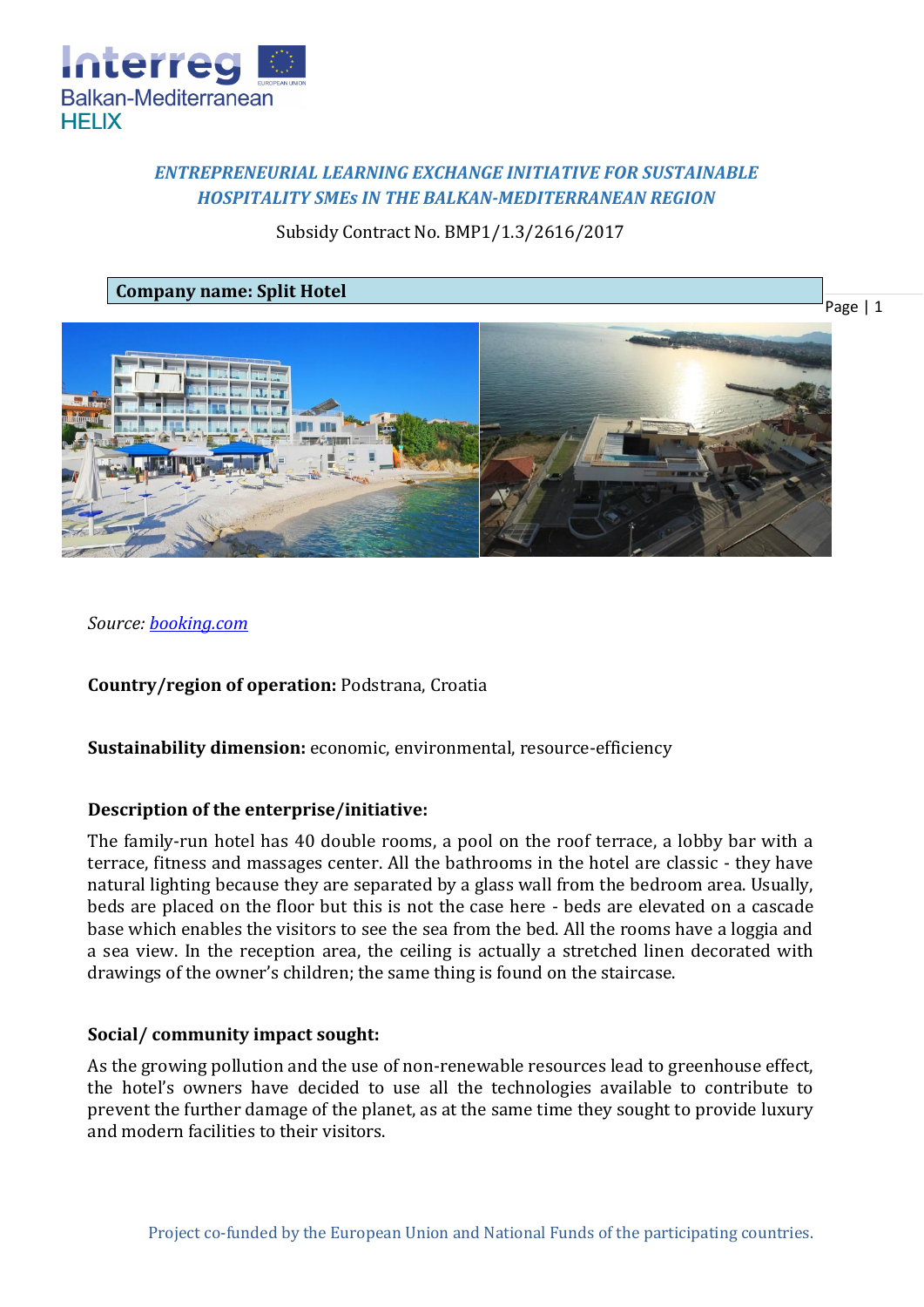*ENTREPRENEURIAL LEARNING EXCHANGE INITIATIVE FOR SUSTAINABLE HOSPITALITY SMEs IN THE BALKAN-MEDITERRANEAN REGION*

Subsidy Contract No. BMP1/1.3/2616/2017

**Company name: Split Hotel**

*Source: booking.com*

**Country/region of operation:** Podstrana, Croatia

**Sustainability dimension:** economic, environmental, resource-efficiency

**Description of the enterprise/initiative:**

The family-run hotel has 40 double rooms, a pool on the roof terrace, a lobby bar with a terrace, fitness and massages center. All the bathrooms in the hotel are classic - they have natural lighting because they are separated by a glass wall from the bedroom area. Usually, beds are placed on the floor but this is not the case here - beds are elevated on a cascade base which enables the visitors to see the sea from the bed. All the rooms have a loggia and a sea view. In the reception area, the ceiling is actually a stretched linen decorated with drawings of the owner's children; the same thing is found on the staircase.

**Social/ community impact sought:**

As the growing pollution and the use of non-renewable resources lead to greenhouse effect, the hotel's owners have decided to use all the technologies available to contribute to prevent the further damage of the planet, as at the same time they sought to provide luxury and modern facilities to their visitors.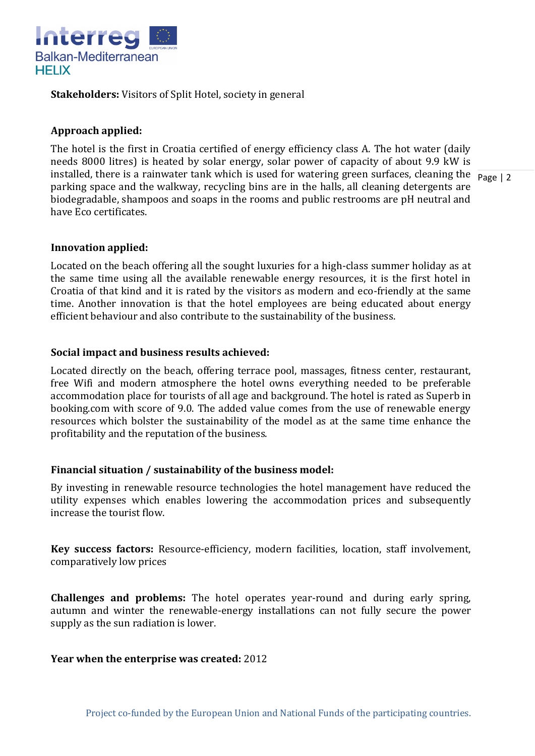**Stakeholders:** Visitors of Split Hotel, society in general

**Approach applied:**

The hotel is the first in Croatia certified of energy efficiency class A. The hot water (daily needs 8000 litres) is heated by solar energy, solar power of capacity of about 9.9 kW is installed, there is a rainwater tank which is used for watering green surfaces, cleaning the parking space and the walkway, recycling bins are in the halls, all cleaning detergents are biodegradable, shampoos and soaps in the rooms and public restrooms are pH neutral and have Eco certificates.

**Innovation applied:**

Located on the beach offering all the sought luxuries for a high-class summer holiday as at the same time using all the available renewable energy resources, it is the first hotel in Croatia of that kind and it is rated by the visitors as modern and eco-friendly at the same time. Another innovation is that the hotel employees are being educated about energy efficient behaviour and also contribute to the sustainability of the business.

**Social impact and business results achieved:**

Located directly on the beach, offering terrace pool, massages, fitness center, restaurant, free Wifi and modern atmosphere the hotel owns everything needed to be preferable accommodation place for tourists of all age and background. The hotel is rated as Superb in booking.com with score of 9.0. The added value comes from the use of renewable energy resources which bolster the sustainability of the model as at the same time enhance the profitability and the reputation of the business.

**Financial situation / sustainability of the business model:**

By investing in renewable resource technologies the hotel management have reduced the utility expenses which enables lowering the accommodation prices and subsequently increase the tourist flow.

**Key success factors:** Resource-efficiency, modern facilities, location, staff involvement, comparatively low prices

**Challenges and problems:** The hotel operates year-round and during early spring, autumn and winter the renewable-energy installations can not fully secure the power supply as the sun radiation is lower.

**Year when the enterprise was created:** 2012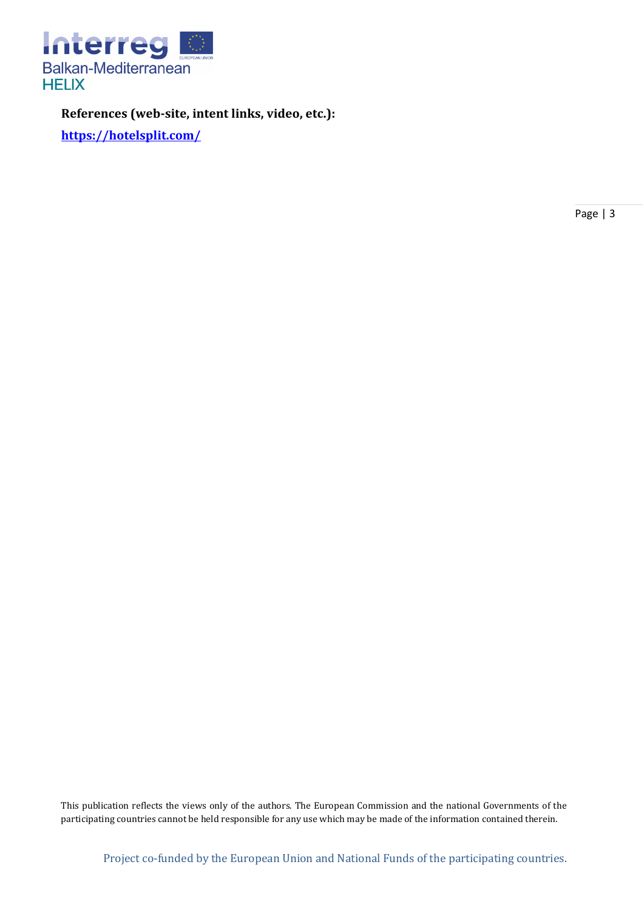**References (web-site, intent links, video, etc.):**

[https://hotelsplit.com/](https://hotelsplit.com/)

This publication reflects the views only of the authors. The European Commission and the national Governments of the participating countries cannot be held responsible for any use which may be made of the information contained therein.

Project co-funded by the European Union and National Funds of the participating countries.